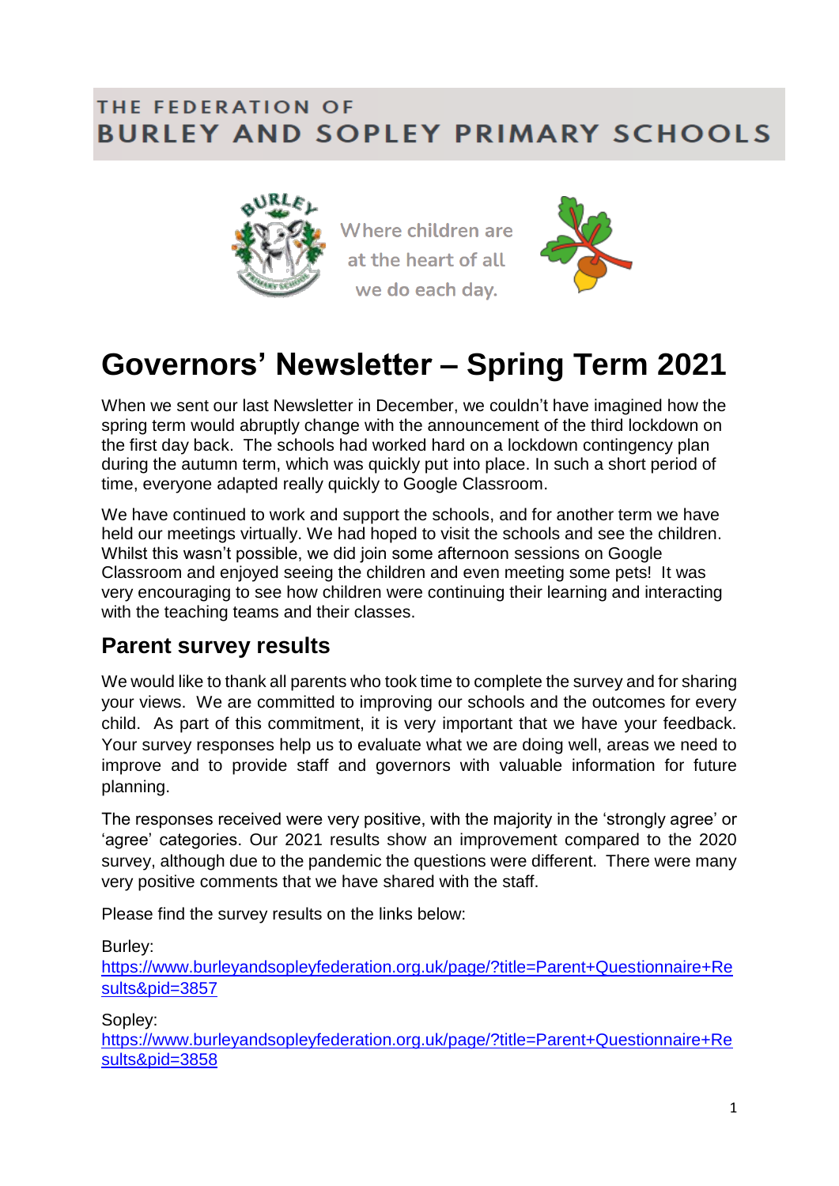THE FEDERATION OF
BURLEY AND SOPLEY PRIMARY SCHOOLS

Where children are at the heart of all we do each day.

# Governors' Newsletter – Spring Term 2021

When we sent our last Newsletter in December, we couldn't have imagined how the spring term would abruptly change with the announcement of the third lockdown on the first day back. The schools had worked hard on a lockdown contingency plan during the autumn term, which was quickly put into place. In such a short period of time, everyone adapted really quickly to Google Classroom.

We have continued to work and support the schools, and for another term we have held our meetings virtually. We had hoped to visit the schools and see the children. Whilst this wasn't possible, we did join some afternoon sessions on Google Classroom and enjoyed seeing the children and even meeting some pets! It was very encouraging to see how children were continuing their learning and interacting with the teaching teams and their classes.

## Parent survey results

We would like to thank all parents who took time to complete the survey and for sharing your views. We are committed to improving our schools and the outcomes for every child. As part of this commitment, it is very important that we have your feedback. Your survey responses help us to evaluate what we are doing well, areas we need to improve and to provide staff and governors with valuable information for future planning.

The responses received were very positive, with the majority in the 'strongly agree' or 'agree' categories. Our 2021 results show an improvement compared to the 2020 survey, although due to the pandemic the questions were different. There were many very positive comments that we have shared with the staff.

Please find the survey results on the links below:

Burley:
https://www.burleyandsopleyfederation.org.uk/page/?title=Parent+Questionnaire+Results&pid=3857

Sopley:
https://www.burleyandsopleyfederation.org.uk/page/?title=Parent+Questionnaire+Results&pid=3858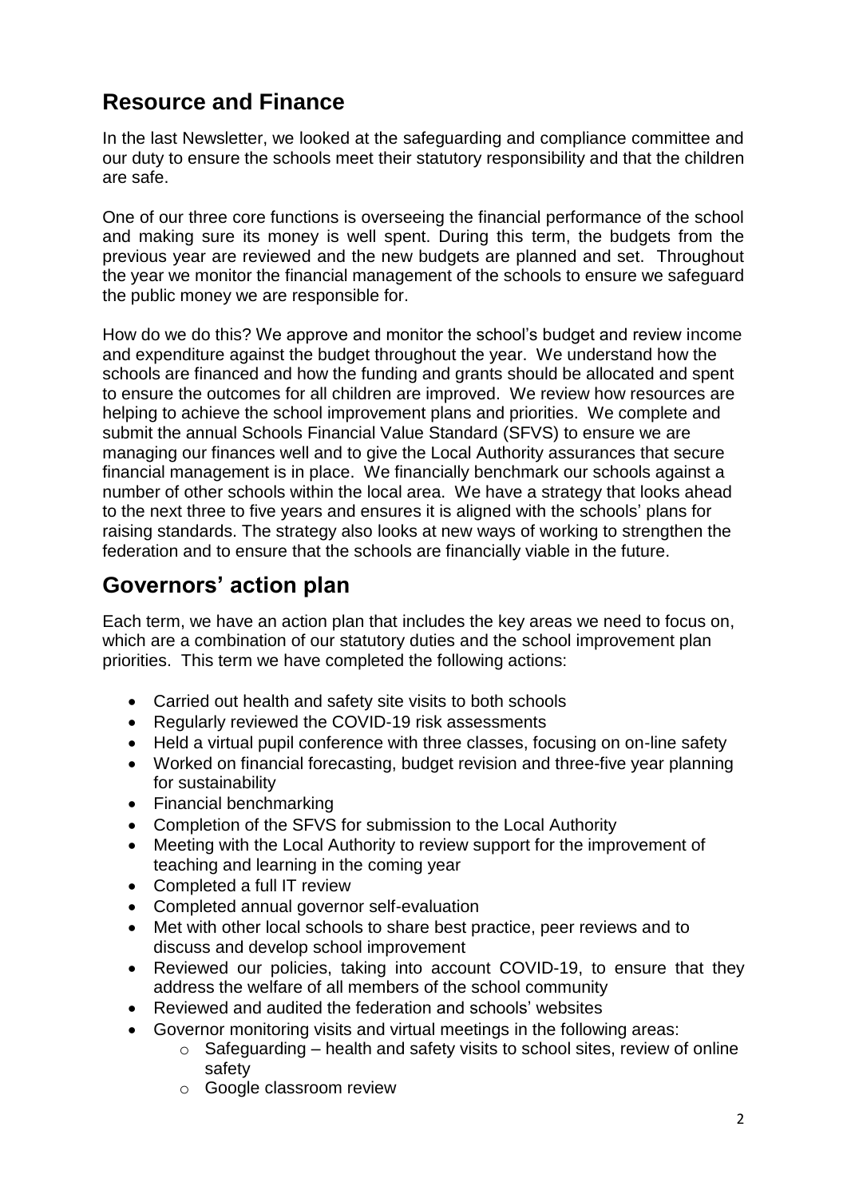## Resource and Finance

In the last Newsletter, we looked at the safeguarding and compliance committee and our duty to ensure the schools meet their statutory responsibility and that the children are safe.

One of our three core functions is overseeing the financial performance of the school and making sure its money is well spent. During this term, the budgets from the previous year are reviewed and the new budgets are planned and set. Throughout the year we monitor the financial management of the schools to ensure we safeguard the public money we are responsible for.

How do we do this? We approve and monitor the school's budget and review income and expenditure against the budget throughout the year. We understand how the schools are financed and how the funding and grants should be allocated and spent to ensure the outcomes for all children are improved. We review how resources are helping to achieve the school improvement plans and priorities. We complete and submit the annual Schools Financial Value Standard (SFVS) to ensure we are managing our finances well and to give the Local Authority assurances that secure financial management is in place. We financially benchmark our schools against a number of other schools within the local area. We have a strategy that looks ahead to the next three to five years and ensures it is aligned with the schools' plans for raising standards. The strategy also looks at new ways of working to strengthen the federation and to ensure that the schools are financially viable in the future.

## Governors' action plan

Each term, we have an action plan that includes the key areas we need to focus on, which are a combination of our statutory duties and the school improvement plan priorities. This term we have completed the following actions:

- Carried out health and safety site visits to both schools
- Regularly reviewed the COVID-19 risk assessments
- Held a virtual pupil conference with three classes, focusing on on-line safety
- Worked on financial forecasting, budget revision and three-five year planning for sustainability
- Financial benchmarking
- Completion of the SFVS for submission to the Local Authority
- Meeting with the Local Authority to review support for the improvement of teaching and learning in the coming year
- Completed a full IT review
- Completed annual governor self-evaluation
- Met with other local schools to share best practice, peer reviews and to discuss and develop school improvement
- Reviewed our policies, taking into account COVID-19, to ensure that they address the welfare of all members of the school community
- Reviewed and audited the federation and schools' websites
- Governor monitoring visits and virtual meetings in the following areas:
    - Safeguarding – health and safety visits to school sites, review of online safety
    - Google classroom review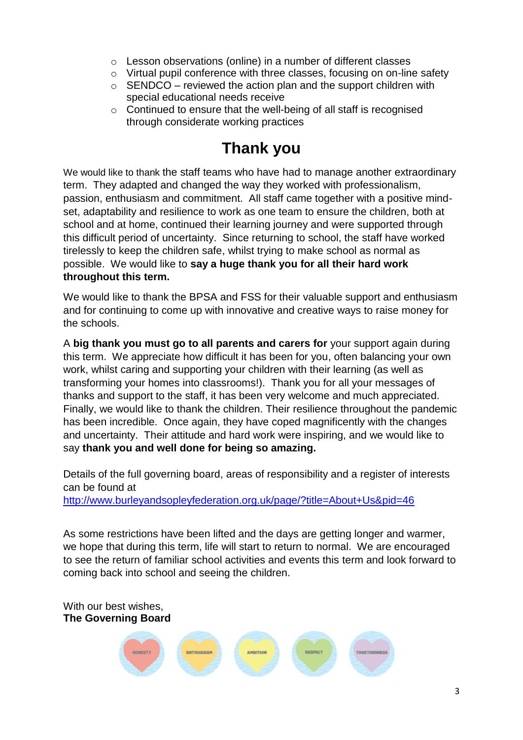- Lesson observations (online) in a number of different classes
- Virtual pupil conference with three classes, focusing on on-line safety
- SENDCO – reviewed the action plan and the support children with special educational needs receive
- Continued to ensure that the well-being of all staff is recognised through considerate working practices

# Thank you

We would like to thank the staff teams who have had to manage another extraordinary term. They adapted and changed the way they worked with professionalism, passion, enthusiasm and commitment. All staff came together with a positive mind-set, adaptability and resilience to work as one team to ensure the children, both at school and at home, continued their learning journey and were supported through this difficult period of uncertainty. Since returning to school, the staff have worked tirelessly to keep the children safe, whilst trying to make school as normal as possible. We would like to **say a huge thank you for all their hard work throughout this term.**

We would like to thank the BPSA and FSS for their valuable support and enthusiasm and for continuing to come up with innovative and creative ways to raise money for the schools.

A **big thank you must go to all parents and carers for** your support again during this term. We appreciate how difficult it has been for you, often balancing your own work, whilst caring and supporting your children with their learning (as well as transforming your homes into classrooms!). Thank you for all your messages of thanks and support to the staff, it has been very welcome and much appreciated. Finally, we would like to thank the children. Their resilience throughout the pandemic has been incredible. Once again, they have coped magnificently with the changes and uncertainty. Their attitude and hard work were inspiring, and we would like to say **thank you and well done for being so amazing.**

Details of the full governing board, areas of responsibility and a register of interests can be found at
[http://www.burleyandsopleyfederation.org.uk/page/?title=About+Us&pid=46](http://www.burleyandsopleyfederation.org.uk/page/?title=About+Us&pid=46)

As some restrictions have been lifted and the days are getting longer and warmer, we hope that during this term, life will start to return to normal. We are encouraged to see the return of familiar school activities and events this term and look forward to coming back into school and seeing the children.

With our best wishes,
**The Governing Board**

HONESTY ENTHUSIASM AMBITION RESPECT TOGETHERNESS